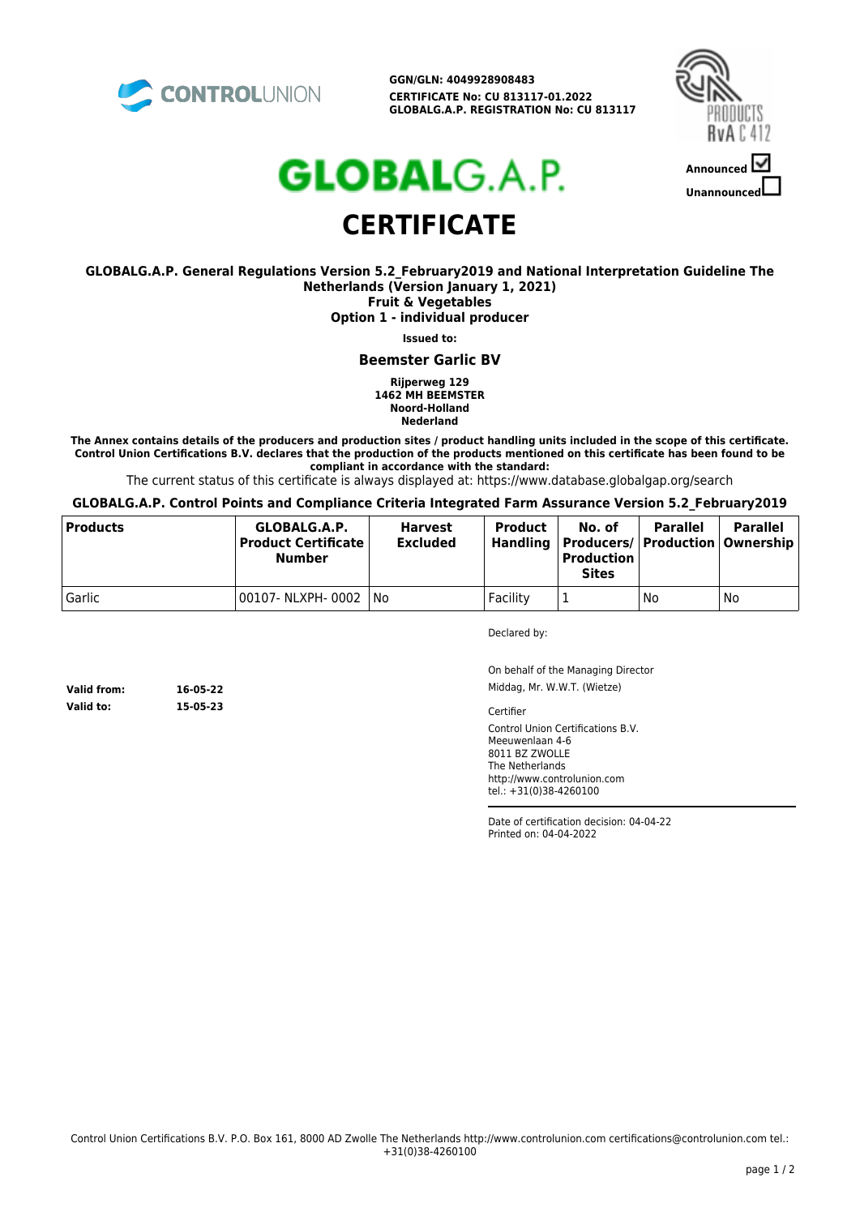CONTROLUNION

**GGN/GLN: 4049928908483**
**CERTIFICATE No: CU 813117-01.2022**
**GLOBALG.A.P. REGISTRATION No: CU 813117**

PRODUCTS RvA C 412

**Announced** ☑
**Unannounced** ☐

# GLOBALG.A.P.

# CERTIFICATE

**GLOBALG.A.P. General Regulations Version 5.2_February2019 and National Interpretation Guideline The Netherlands (Version January 1, 2021)**
**Fruit & Vegetables**
**Option 1 - individual producer**

**Issued to:**

## Beemster Garlic BV

**Rijperweg 129**
**1462 MH BEEMSTER**
**Noord-Holland**
**Nederland**

**The Annex contains details of the producers and production sites / product handling units included in the scope of this certificate. Control Union Certifications B.V. declares that the production of the products mentioned on this certificate has been found to be compliant in accordance with the standard:**

The current status of this certificate is always displayed at: https://www.database.globalgap.org/search

**GLOBALG.A.P. Control Points and Compliance Criteria Integrated Farm Assurance Version 5.2_February2019**

| Products | GLOBALG.A.P. Product Certificate Number | Harvest Excluded | Product Handling | No. of Producers/ Production Sites | Parallel Production | Parallel Ownership |
|---|---|---|---|---|---|---|
| Garlic | 00107- NLXPH- 0002 | No | Facility | 1 | No | No |

Declared by:

On behalf of the Managing Director
Middag, Mr. W.W.T. (Wietze)

**Valid from:** 16-05-22
**Valid to:** 15-05-23

Certifier

Control Union Certifications B.V.
Meeuwenlaan 4-6
8011 BZ ZWOLLE
The Netherlands
http://www.controlunion.com
tel.: +31(0)38-4260100

Date of certification decision: 04-04-22
Printed on: 04-04-2022

Control Union Certifications B.V. P.O. Box 161, 8000 AD Zwolle The Netherlands http://www.controlunion.com certifications@controlunion.com tel.: +31(0)38-4260100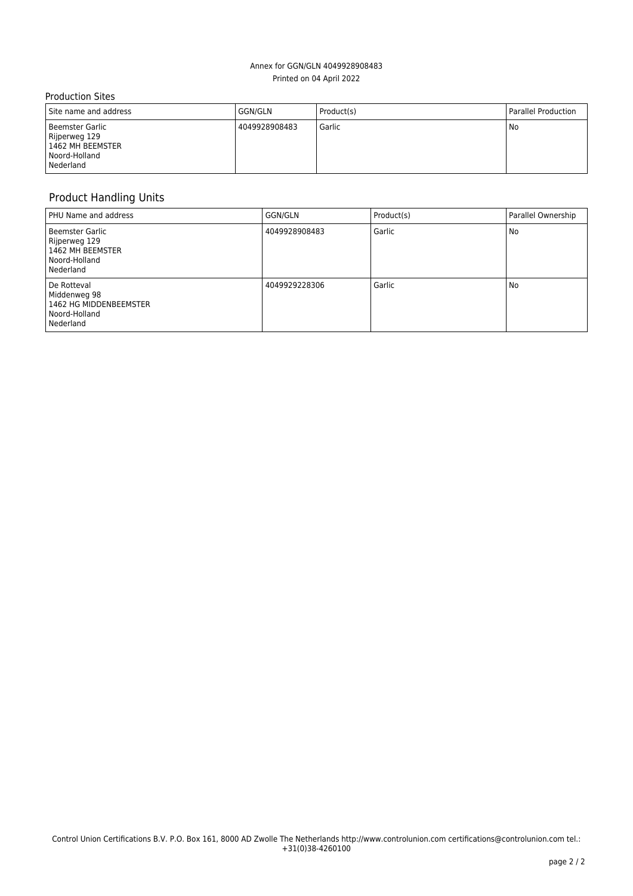Annex for GGN/GLN 4049928908483

Printed on 04 April 2022

## Production Sites

| Site name and address | GGN/GLN | Product(s) | Parallel Production |
|---|---|---|---|
| Beemster Garlic<br>Rijperweg 129<br>1462 MH BEEMSTER<br>Noord-Holland<br>Nederland | 4049928908483 | Garlic | No |

## Product Handling Units

| PHU Name and address | GGN/GLN | Product(s) | Parallel Ownership |
|---|---|---|---|
| Beemster Garlic<br>Rijperweg 129<br>1462 MH BEEMSTER<br>Noord-Holland<br>Nederland | 4049928908483 | Garlic | No |
| De Rotteval<br>Middenweg 98<br>1462 HG MIDDENBEEMSTER<br>Noord-Holland<br>Nederland | 4049929228306 | Garlic | No |

Control Union Certifications B.V. P.O. Box 161, 8000 AD Zwolle The Netherlands http://www.controlunion.com certifications@controlunion.com tel.: +31(0)38-4260100